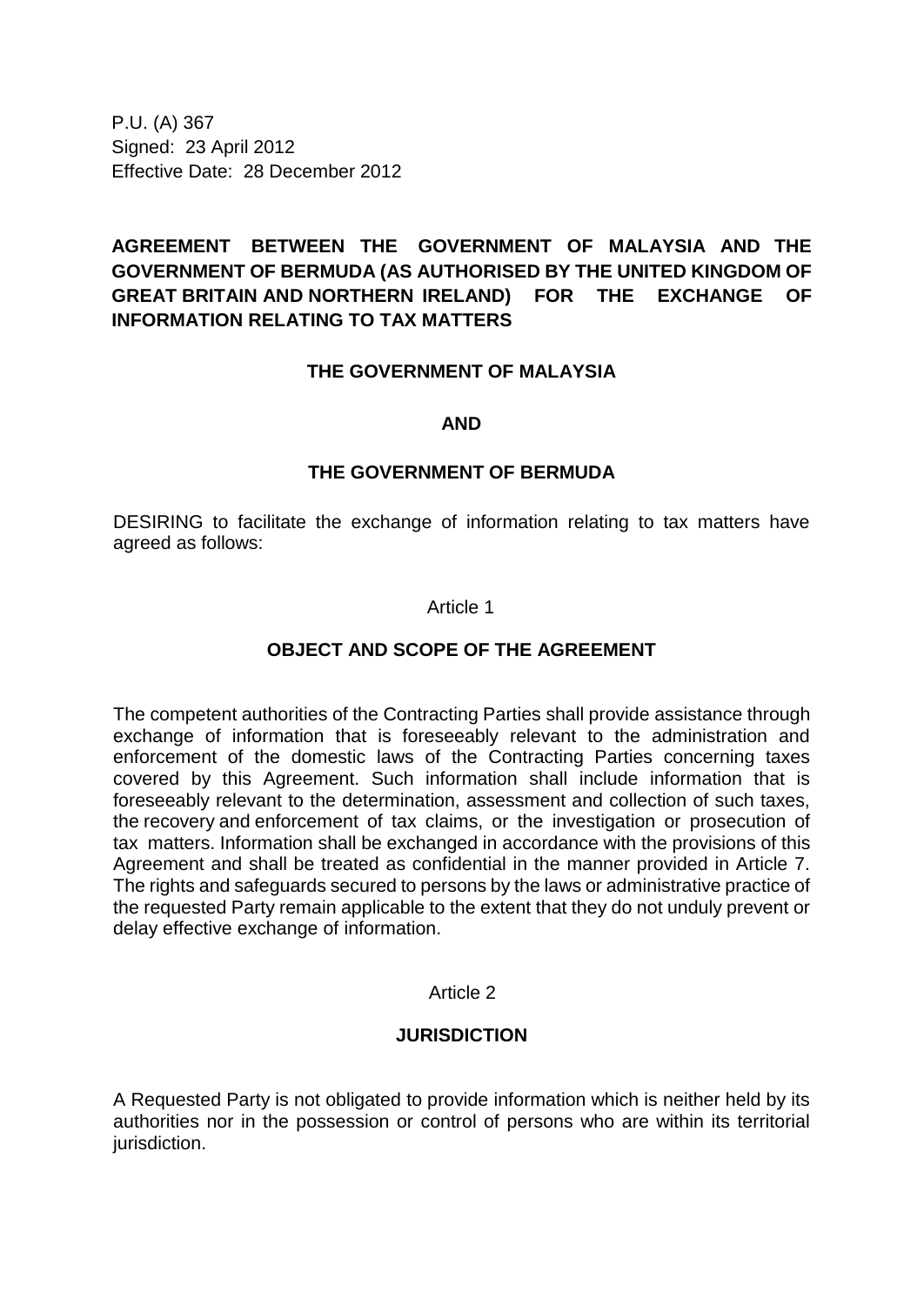P.U. (A) 367
Signed: 23 April 2012
Effective Date: 28 December 2012

# AGREEMENT BETWEEN THE GOVERNMENT OF MALAYSIA AND THE GOVERNMENT OF BERMUDA (AS AUTHORISED BY THE UNITED KINGDOM OF GREAT BRITAIN AND NORTHERN IRELAND) FOR THE EXCHANGE OF INFORMATION RELATING TO TAX MATTERS

**THE GOVERNMENT OF MALAYSIA**

**AND**

**THE GOVERNMENT OF BERMUDA**

DESIRING to facilitate the exchange of information relating to tax matters have agreed as follows:

Article 1

## OBJECT AND SCOPE OF THE AGREEMENT

The competent authorities of the Contracting Parties shall provide assistance through exchange of information that is foreseeably relevant to the administration and enforcement of the domestic laws of the Contracting Parties concerning taxes covered by this Agreement. Such information shall include information that is foreseeably relevant to the determination, assessment and collection of such taxes, the recovery and enforcement of tax claims, or the investigation or prosecution of tax matters. Information shall be exchanged in accordance with the provisions of this Agreement and shall be treated as confidential in the manner provided in Article 7. The rights and safeguards secured to persons by the laws or administrative practice of the requested Party remain applicable to the extent that they do not unduly prevent or delay effective exchange of information.

Article 2

## JURISDICTION

A Requested Party is not obligated to provide information which is neither held by its authorities nor in the possession or control of persons who are within its territorial jurisdiction.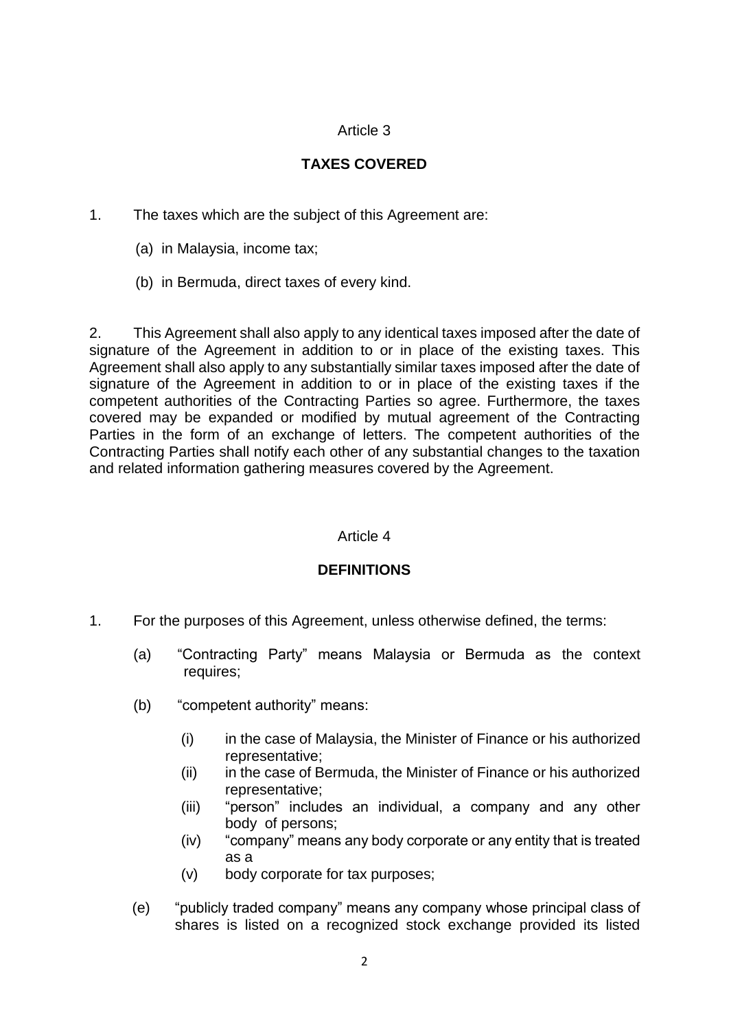Article 3

**TAXES COVERED**

1. The taxes which are the subject of this Agreement are:

   (a) in Malaysia, income tax;

   (b) in Bermuda, direct taxes of every kind.

2. This Agreement shall also apply to any identical taxes imposed after the date of signature of the Agreement in addition to or in place of the existing taxes. This Agreement shall also apply to any substantially similar taxes imposed after the date of signature of the Agreement in addition to or in place of the existing taxes if the competent authorities of the Contracting Parties so agree. Furthermore, the taxes covered may be expanded or modified by mutual agreement of the Contracting Parties in the form of an exchange of letters. The competent authorities of the Contracting Parties shall notify each other of any substantial changes to the taxation and related information gathering measures covered by the Agreement.

Article 4

**DEFINITIONS**

1. For the purposes of this Agreement, unless otherwise defined, the terms:

   (a) "Contracting Party" means Malaysia or Bermuda as the context requires;

   (b) "competent authority" means:

      (i) in the case of Malaysia, the Minister of Finance or his authorized representative;
      (ii) in the case of Bermuda, the Minister of Finance or his authorized representative;
      (iii) "person" includes an individual, a company and any other body of persons;
      (iv) "company" means any body corporate or any entity that is treated as a
      (v) body corporate for tax purposes;

   (e) "publicly traded company" means any company whose principal class of shares is listed on a recognized stock exchange provided its listed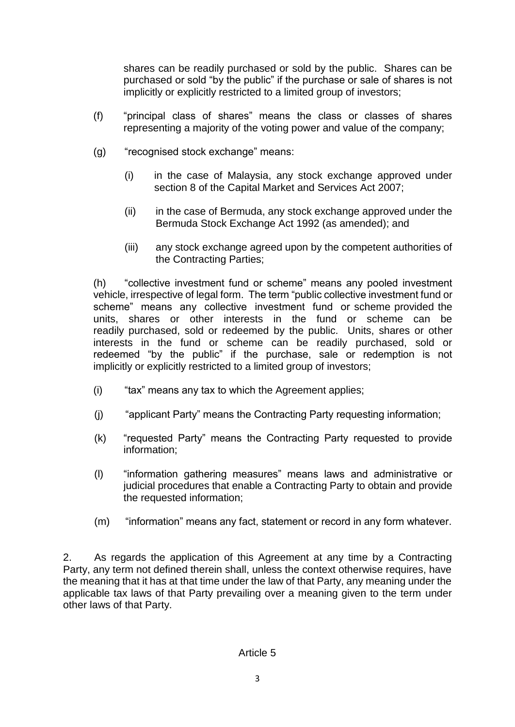shares can be readily purchased or sold by the public. Shares can be purchased or sold "by the public" if the purchase or sale of shares is not implicitly or explicitly restricted to a limited group of investors;

(f) "principal class of shares" means the class or classes of shares representing a majority of the voting power and value of the company;

(g) "recognised stock exchange" means:

(i) in the case of Malaysia, any stock exchange approved under section 8 of the Capital Market and Services Act 2007;

(ii) in the case of Bermuda, any stock exchange approved under the Bermuda Stock Exchange Act 1992 (as amended); and

(iii) any stock exchange agreed upon by the competent authorities of the Contracting Parties;

(h) "collective investment fund or scheme" means any pooled investment vehicle, irrespective of legal form. The term "public collective investment fund or scheme" means any collective investment fund or scheme provided the units, shares or other interests in the fund or scheme can be readily purchased, sold or redeemed by the public. Units, shares or other interests in the fund or scheme can be readily purchased, sold or redeemed "by the public" if the purchase, sale or redemption is not implicitly or explicitly restricted to a limited group of investors;

(i) "tax" means any tax to which the Agreement applies;

(j) "applicant Party" means the Contracting Party requesting information;

(k) "requested Party" means the Contracting Party requested to provide information;

(l) "information gathering measures" means laws and administrative or judicial procedures that enable a Contracting Party to obtain and provide the requested information;

(m) "information" means any fact, statement or record in any form whatever.

2. As regards the application of this Agreement at any time by a Contracting Party, any term not defined therein shall, unless the context otherwise requires, have the meaning that it has at that time under the law of that Party, any meaning under the applicable tax laws of that Party prevailing over a meaning given to the term under other laws of that Party.

Article 5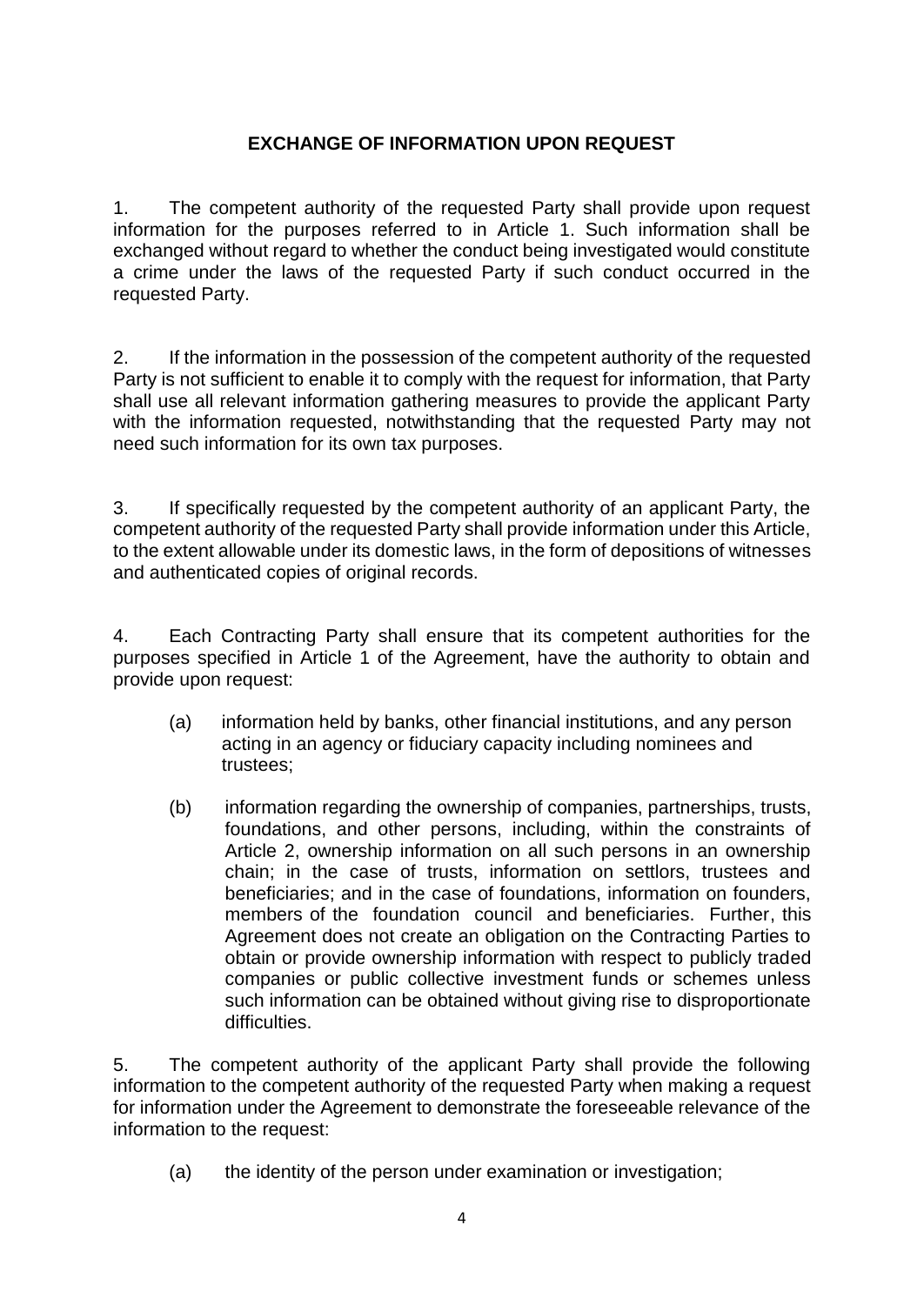**EXCHANGE OF INFORMATION UPON REQUEST**

1. The competent authority of the requested Party shall provide upon request information for the purposes referred to in Article 1. Such information shall be exchanged without regard to whether the conduct being investigated would constitute a crime under the laws of the requested Party if such conduct occurred in the requested Party.

2. If the information in the possession of the competent authority of the requested Party is not sufficient to enable it to comply with the request for information, that Party shall use all relevant information gathering measures to provide the applicant Party with the information requested, notwithstanding that the requested Party may not need such information for its own tax purposes.

3. If specifically requested by the competent authority of an applicant Party, the competent authority of the requested Party shall provide information under this Article, to the extent allowable under its domestic laws, in the form of depositions of witnesses and authenticated copies of original records.

4. Each Contracting Party shall ensure that its competent authorities for the purposes specified in Article 1 of the Agreement, have the authority to obtain and provide upon request:

(a) information held by banks, other financial institutions, and any person acting in an agency or fiduciary capacity including nominees and trustees;

(b) information regarding the ownership of companies, partnerships, trusts, foundations, and other persons, including, within the constraints of Article 2, ownership information on all such persons in an ownership chain; in the case of trusts, information on settlors, trustees and beneficiaries; and in the case of foundations, information on founders, members of the foundation council and beneficiaries. Further, this Agreement does not create an obligation on the Contracting Parties to obtain or provide ownership information with respect to publicly traded companies or public collective investment funds or schemes unless such information can be obtained without giving rise to disproportionate difficulties.

5. The competent authority of the applicant Party shall provide the following information to the competent authority of the requested Party when making a request for information under the Agreement to demonstrate the foreseeable relevance of the information to the request:

(a) the identity of the person under examination or investigation;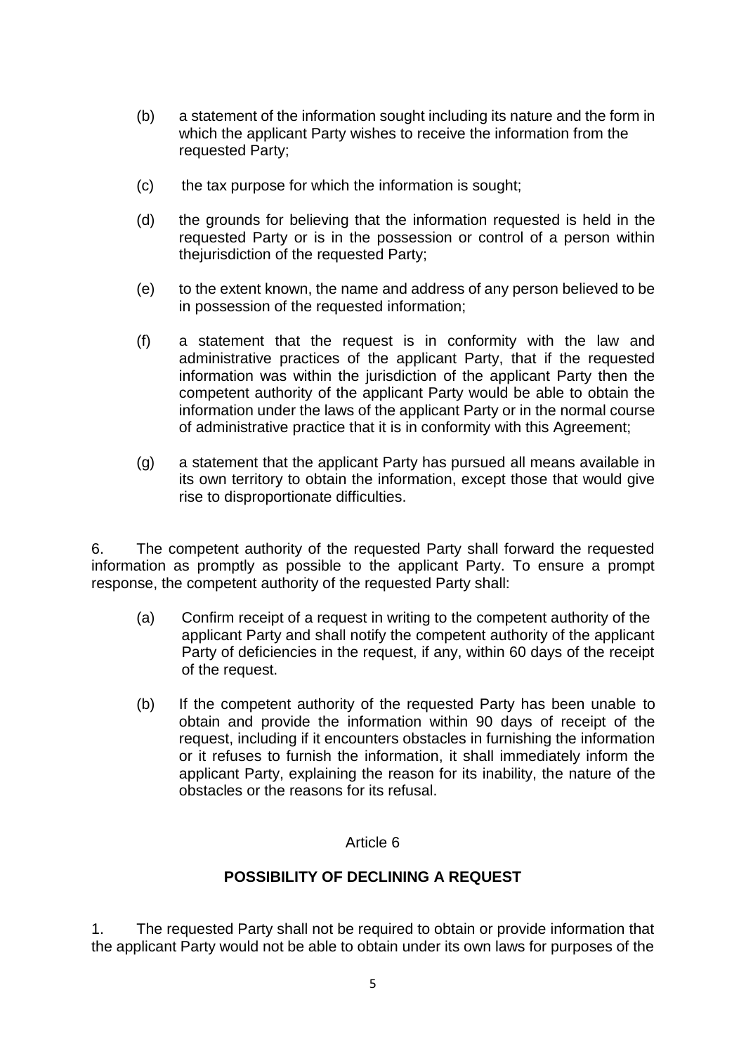(b) a statement of the information sought including its nature and the form in which the applicant Party wishes to receive the information from the requested Party;

(c) the tax purpose for which the information is sought;

(d) the grounds for believing that the information requested is held in the requested Party or is in the possession or control of a person within thejurisdiction of the requested Party;

(e) to the extent known, the name and address of any person believed to be in possession of the requested information;

(f) a statement that the request is in conformity with the law and administrative practices of the applicant Party, that if the requested information was within the jurisdiction of the applicant Party then the competent authority of the applicant Party would be able to obtain the information under the laws of the applicant Party or in the normal course of administrative practice that it is in conformity with this Agreement;

(g) a statement that the applicant Party has pursued all means available in its own territory to obtain the information, except those that would give rise to disproportionate difficulties.

6. The competent authority of the requested Party shall forward the requested information as promptly as possible to the applicant Party. To ensure a prompt response, the competent authority of the requested Party shall:

(a) Confirm receipt of a request in writing to the competent authority of the applicant Party and shall notify the competent authority of the applicant Party of deficiencies in the request, if any, within 60 days of the receipt of the request.

(b) If the competent authority of the requested Party has been unable to obtain and provide the information within 90 days of receipt of the request, including if it encounters obstacles in furnishing the information or it refuses to furnish the information, it shall immediately inform the applicant Party, explaining the reason for its inability, the nature of the obstacles or the reasons for its refusal.

Article 6

## POSSIBILITY OF DECLINING A REQUEST

1. The requested Party shall not be required to obtain or provide information that the applicant Party would not be able to obtain under its own laws for purposes of the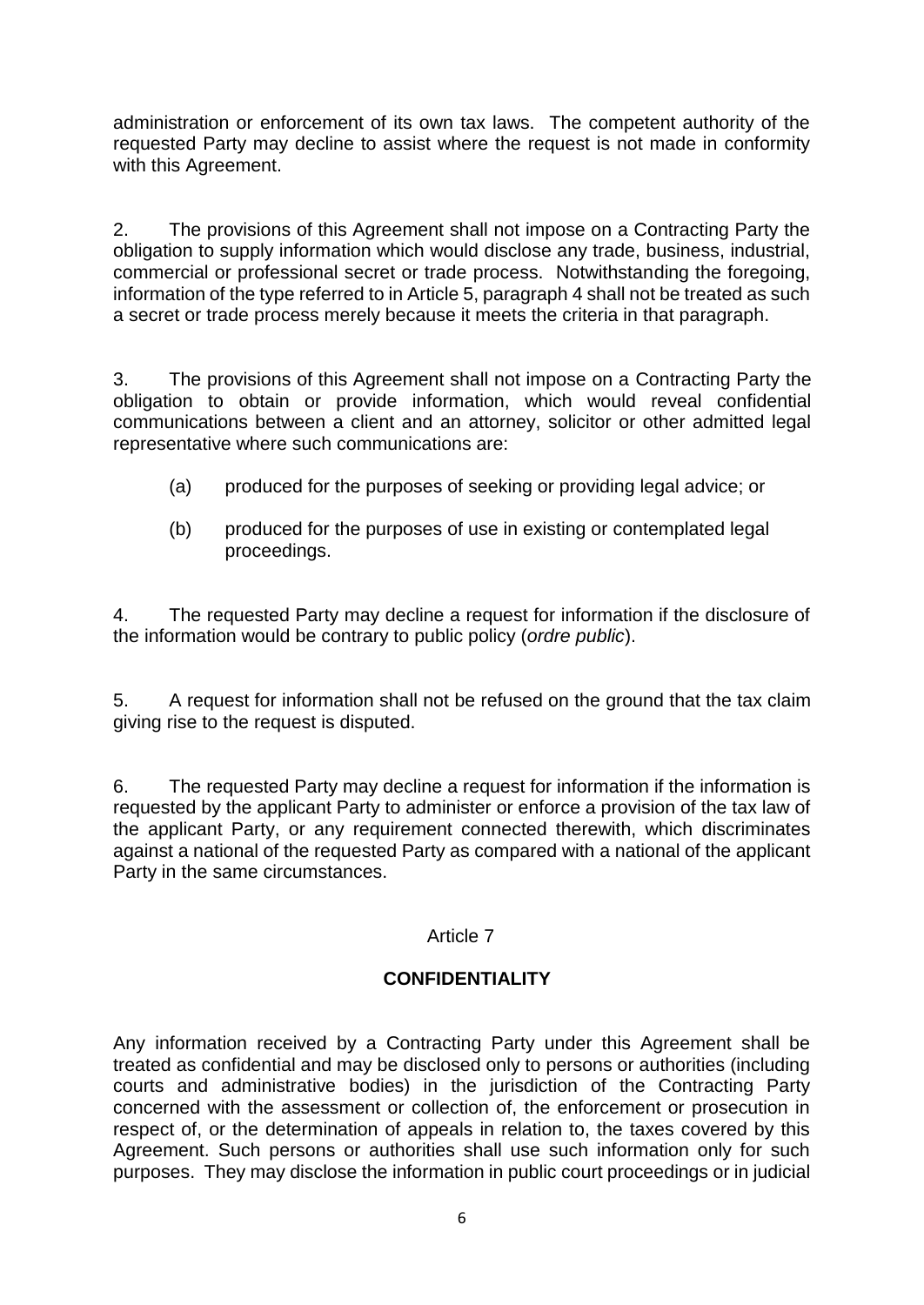administration or enforcement of its own tax laws. The competent authority of the requested Party may decline to assist where the request is not made in conformity with this Agreement.

2. The provisions of this Agreement shall not impose on a Contracting Party the obligation to supply information which would disclose any trade, business, industrial, commercial or professional secret or trade process. Notwithstanding the foregoing, information of the type referred to in Article 5, paragraph 4 shall not be treated as such a secret or trade process merely because it meets the criteria in that paragraph.

3. The provisions of this Agreement shall not impose on a Contracting Party the obligation to obtain or provide information, which would reveal confidential communications between a client and an attorney, solicitor or other admitted legal representative where such communications are:

(a) produced for the purposes of seeking or providing legal advice; or

(b) produced for the purposes of use in existing or contemplated legal proceedings.

4. The requested Party may decline a request for information if the disclosure of the information would be contrary to public policy (*ordre public*).

5. A request for information shall not be refused on the ground that the tax claim giving rise to the request is disputed.

6. The requested Party may decline a request for information if the information is requested by the applicant Party to administer or enforce a provision of the tax law of the applicant Party, or any requirement connected therewith, which discriminates against a national of the requested Party as compared with a national of the applicant Party in the same circumstances.

Article 7

**CONFIDENTIALITY**

Any information received by a Contracting Party under this Agreement shall be treated as confidential and may be disclosed only to persons or authorities (including courts and administrative bodies) in the jurisdiction of the Contracting Party concerned with the assessment or collection of, the enforcement or prosecution in respect of, or the determination of appeals in relation to, the taxes covered by this Agreement. Such persons or authorities shall use such information only for such purposes. They may disclose the information in public court proceedings or in judicial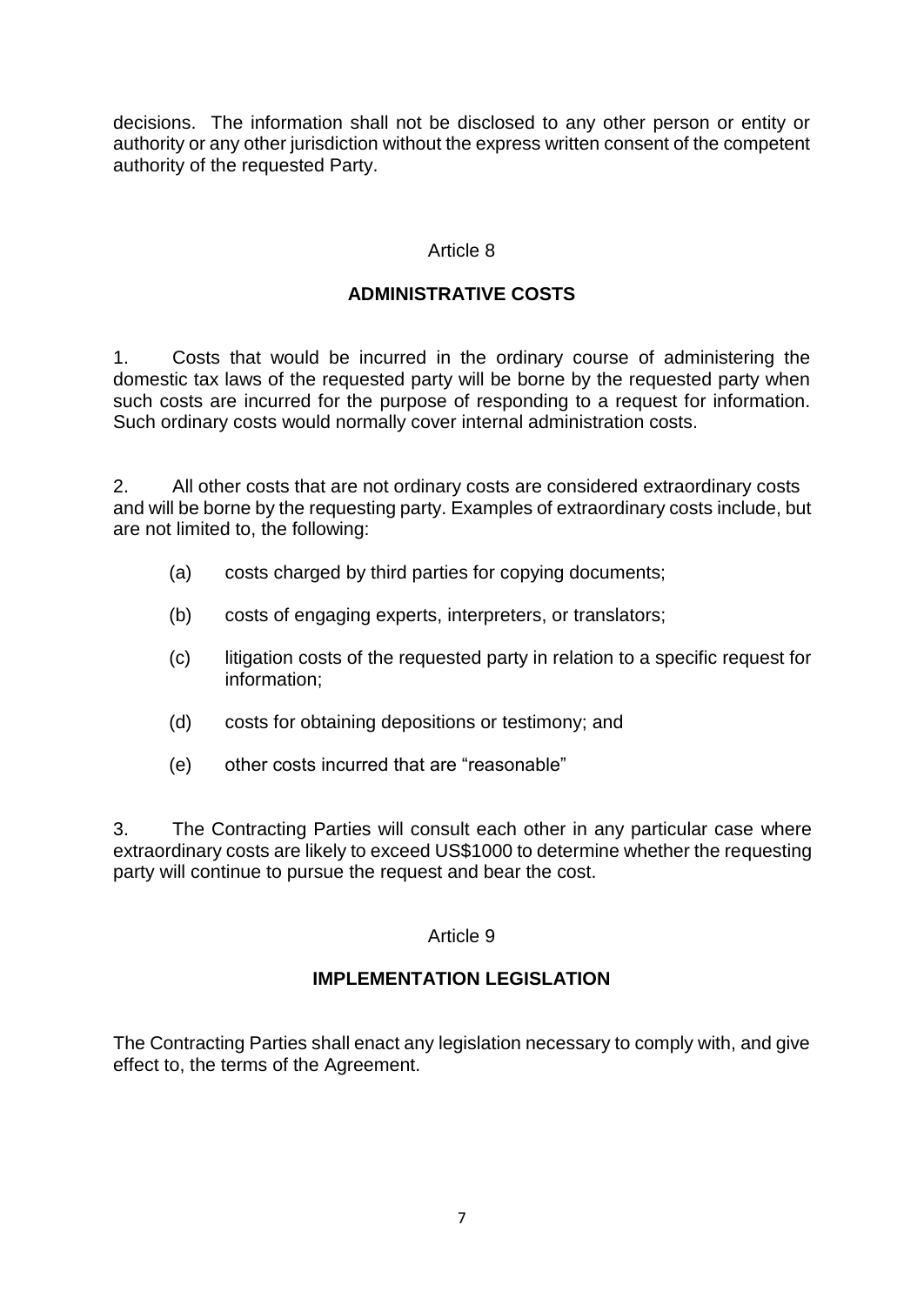decisions. The information shall not be disclosed to any other person or entity or authority or any other jurisdiction without the express written consent of the competent authority of the requested Party.

Article 8

## ADMINISTRATIVE COSTS

1. Costs that would be incurred in the ordinary course of administering the domestic tax laws of the requested party will be borne by the requested party when such costs are incurred for the purpose of responding to a request for information. Such ordinary costs would normally cover internal administration costs.

2. All other costs that are not ordinary costs are considered extraordinary costs and will be borne by the requesting party. Examples of extraordinary costs include, but are not limited to, the following:

   (a) costs charged by third parties for copying documents;

   (b) costs of engaging experts, interpreters, or translators;

   (c) litigation costs of the requested party in relation to a specific request for information;

   (d) costs for obtaining depositions or testimony; and

   (e) other costs incurred that are "reasonable"

3. The Contracting Parties will consult each other in any particular case where extraordinary costs are likely to exceed US$1000 to determine whether the requesting party will continue to pursue the request and bear the cost.

Article 9

## IMPLEMENTATION LEGISLATION

The Contracting Parties shall enact any legislation necessary to comply with, and give effect to, the terms of the Agreement.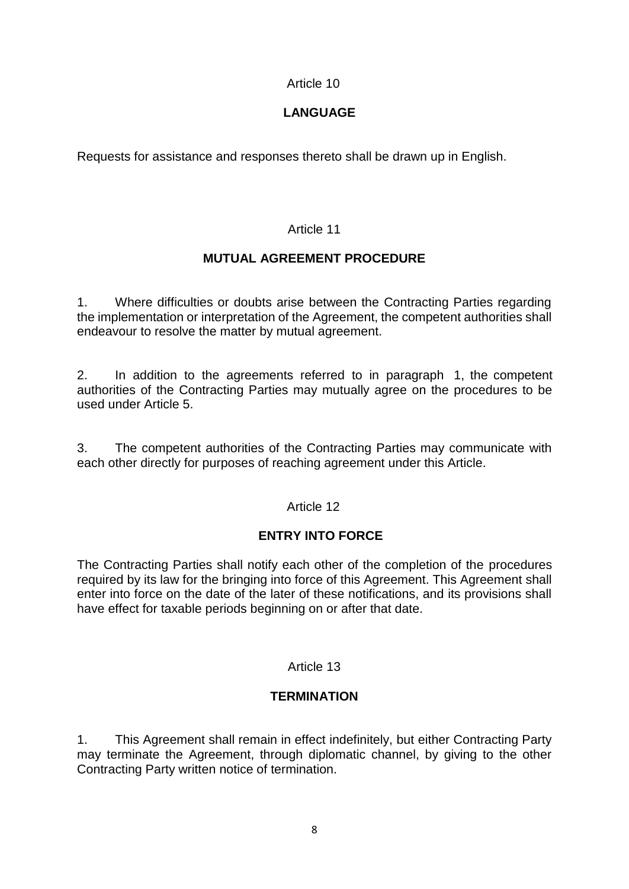Article 10

**LANGUAGE**

Requests for assistance and responses thereto shall be drawn up in English.

Article 11

**MUTUAL AGREEMENT PROCEDURE**

1. Where difficulties or doubts arise between the Contracting Parties regarding the implementation or interpretation of the Agreement, the competent authorities shall endeavour to resolve the matter by mutual agreement.

2. In addition to the agreements referred to in paragraph 1, the competent authorities of the Contracting Parties may mutually agree on the procedures to be used under Article 5.

3. The competent authorities of the Contracting Parties may communicate with each other directly for purposes of reaching agreement under this Article.

Article 12

**ENTRY INTO FORCE**

The Contracting Parties shall notify each other of the completion of the procedures required by its law for the bringing into force of this Agreement. This Agreement shall enter into force on the date of the later of these notifications, and its provisions shall have effect for taxable periods beginning on or after that date.

Article 13

**TERMINATION**

1. This Agreement shall remain in effect indefinitely, but either Contracting Party may terminate the Agreement, through diplomatic channel, by giving to the other Contracting Party written notice of termination.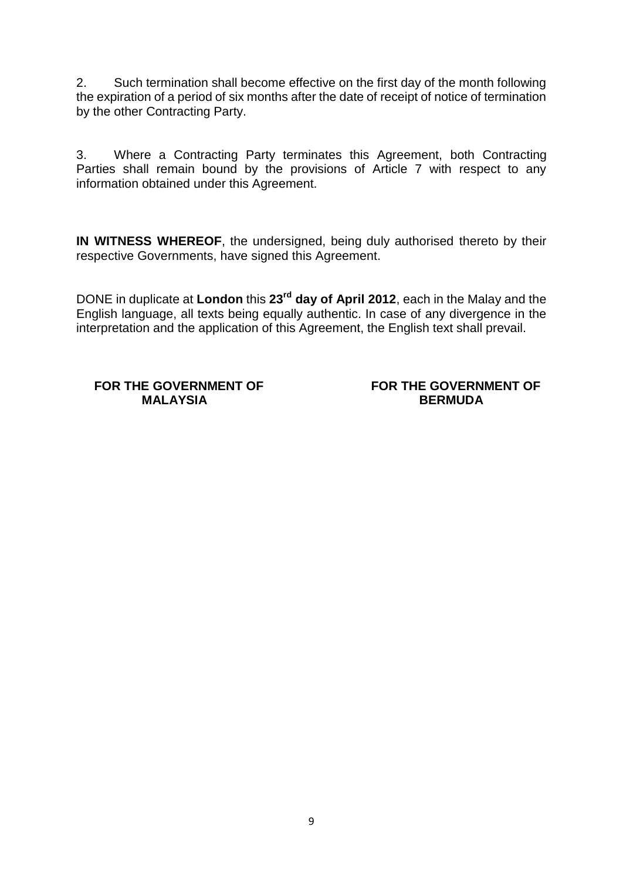2. Such termination shall become effective on the first day of the month following the expiration of a period of six months after the date of receipt of notice of termination by the other Contracting Party.

3. Where a Contracting Party terminates this Agreement, both Contracting Parties shall remain bound by the provisions of Article 7 with respect to any information obtained under this Agreement.

**IN WITNESS WHEREOF**, the undersigned, being duly authorised thereto by their respective Governments, have signed this Agreement.

DONE in duplicate at **London** this **23rd day of April 2012**, each in the Malay and the English language, all texts being equally authentic. In case of any divergence in the interpretation and the application of this Agreement, the English text shall prevail.

| | |
|---|---|
| **FOR THE GOVERNMENT OF MALAYSIA** | **FOR THE GOVERNMENT OF BERMUDA** |